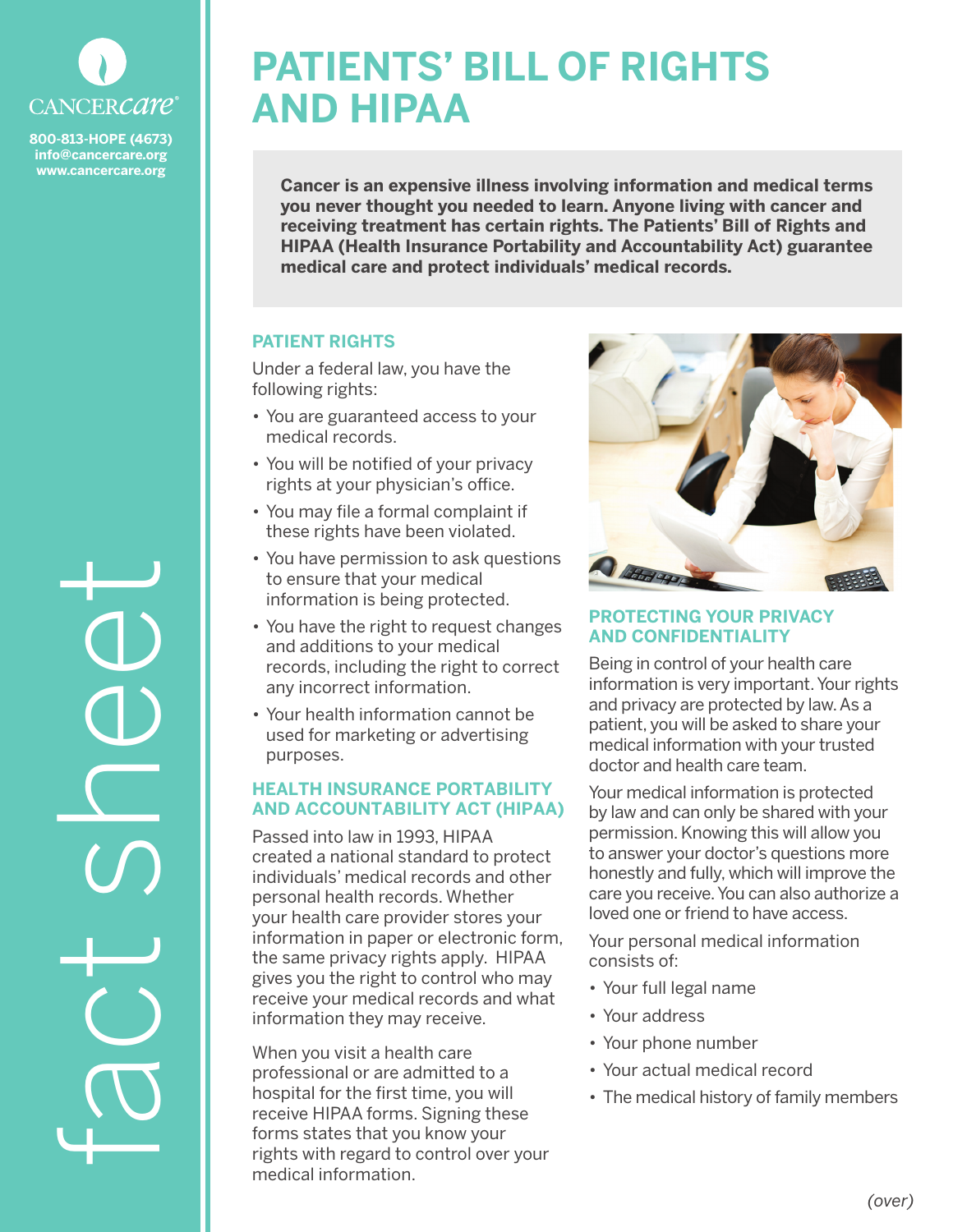CANCERcare®

800-813-HOPE (4673)
info@cancercare.org
www.cancercare.org

fact sheet

# PATIENTS' BILL OF RIGHTS AND HIPAA

**Cancer is an expensive illness involving information and medical terms you never thought you needed to learn. Anyone living with cancer and receiving treatment has certain rights. The Patients' Bill of Rights and HIPAA (Health Insurance Portability and Accountability Act) guarantee medical care and protect individuals' medical records.**

## PATIENT RIGHTS

Under a federal law, you have the following rights:

- You are guaranteed access to your medical records.
- You will be notified of your privacy rights at your physician's office.
- You may file a formal complaint if these rights have been violated.
- You have permission to ask questions to ensure that your medical information is being protected.
- You have the right to request changes and additions to your medical records, including the right to correct any incorrect information.
- Your health information cannot be used for marketing or advertising purposes.

## HEALTH INSURANCE PORTABILITY AND ACCOUNTABILITY ACT (HIPAA)

Passed into law in 1993, HIPAA created a national standard to protect individuals' medical records and other personal health records. Whether your health care provider stores your information in paper or electronic form, the same privacy rights apply. HIPAA gives you the right to control who may receive your medical records and what information they may receive.

When you visit a health care professional or are admitted to a hospital for the first time, you will receive HIPAA forms. Signing these forms states that you know your rights with regard to control over your medical information.

## PROTECTING YOUR PRIVACY AND CONFIDENTIALITY

Being in control of your health care information is very important. Your rights and privacy are protected by law. As a patient, you will be asked to share your medical information with your trusted doctor and health care team.

Your medical information is protected by law and can only be shared with your permission. Knowing this will allow you to answer your doctor's questions more honestly and fully, which will improve the care you receive. You can also authorize a loved one or friend to have access.

Your personal medical information consists of:

- Your full legal name
- Your address
- Your phone number
- Your actual medical record
- The medical history of family members

*(over)*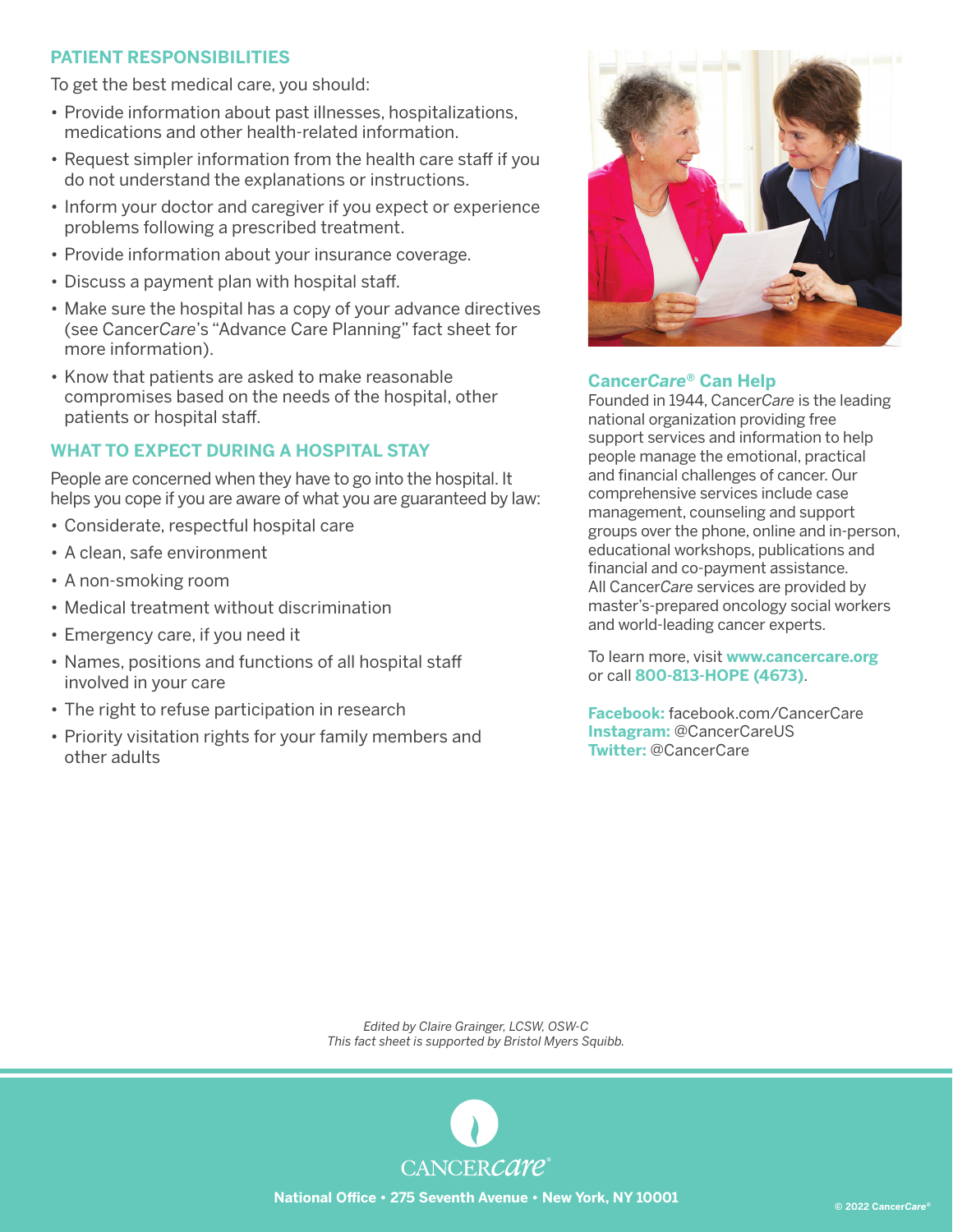## PATIENT RESPONSIBILITIES

To get the best medical care, you should:

- Provide information about past illnesses, hospitalizations, medications and other health-related information.
- Request simpler information from the health care staff if you do not understand the explanations or instructions.
- Inform your doctor and caregiver if you expect or experience problems following a prescribed treatment.
- Provide information about your insurance coverage.
- Discuss a payment plan with hospital staff.
- Make sure the hospital has a copy of your advance directives (see Cancer*Care*'s "Advance Care Planning" fact sheet for more information).
- Know that patients are asked to make reasonable compromises based on the needs of the hospital, other patients or hospital staff.

## WHAT TO EXPECT DURING A HOSPITAL STAY

People are concerned when they have to go into the hospital. It helps you cope if you are aware of what you are guaranteed by law:

- Considerate, respectful hospital care
- A clean, safe environment
- A non-smoking room
- Medical treatment without discrimination
- Emergency care, if you need it
- Names, positions and functions of all hospital staff involved in your care
- The right to refuse participation in research
- Priority visitation rights for your family members and other adults

## Cancer*Care*® Can Help

Founded in 1944, Cancer*Care* is the leading national organization providing free support services and information to help people manage the emotional, practical and financial challenges of cancer. Our comprehensive services include case management, counseling and support groups over the phone, online and in-person, educational workshops, publications and financial and co-payment assistance. All Cancer*Care* services are provided by master's-prepared oncology social workers and world-leading cancer experts.

To learn more, visit **www.cancercare.org** or call **800-813-HOPE (4673)**.

**Facebook:** facebook.com/CancerCare
**Instagram:** @CancerCareUS
**Twitter:** @CancerCare

*Edited by Claire Grainger, LCSW, OSW-C*
*This fact sheet is supported by Bristol Myers Squibb.*

CANCER*care*®

**National Office • 275 Seventh Avenue • New York, NY 10001**

© 2022 CancerCare®